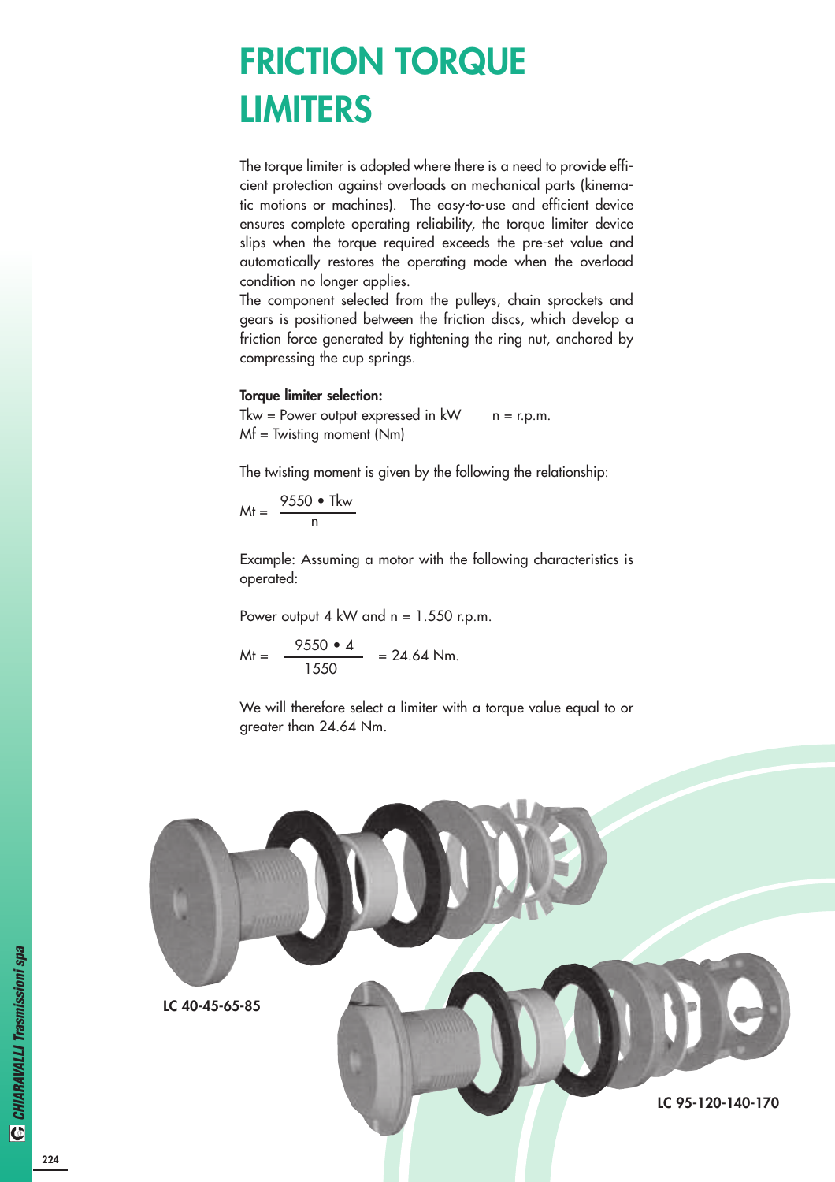# FRICTION TORQUE LIMITERS

The torque limiter is adopted where there is a need to provide efficient protection against overloads on mechanical parts (kinematic motions or machines). The easy-to-use and efficient device ensures complete operating reliability, the torque limiter device slips when the torque required exceeds the pre-set value and automatically restores the operating mode when the overload condition no longer applies.

The component selected from the pulleys, chain sprockets and gears is positioned between the friction discs, which develop a friction force generated by tightening the ring nut, anchored by compressing the cup springs.

**Torque limiter selection:**

Tkw = Power output expressed in kW  n = r.p.m.

Mf = Twisting moment (Nm)

The twisting moment is given by the following the relationship:

$$Mt = \frac{9550 \bullet Tkw}{n}$$

Example: Assuming a motor with the following characteristics is operated:

Power output 4 kW and n = 1.550 r.p.m.

$$Mt = \frac{9550 \bullet 4}{1550} = 24.64 \text{ Nm.}$$

We will therefore select a limiter with a torque value equal to or greater than 24.64 Nm.

LC 40-45-65-85

LC 95-120-140-170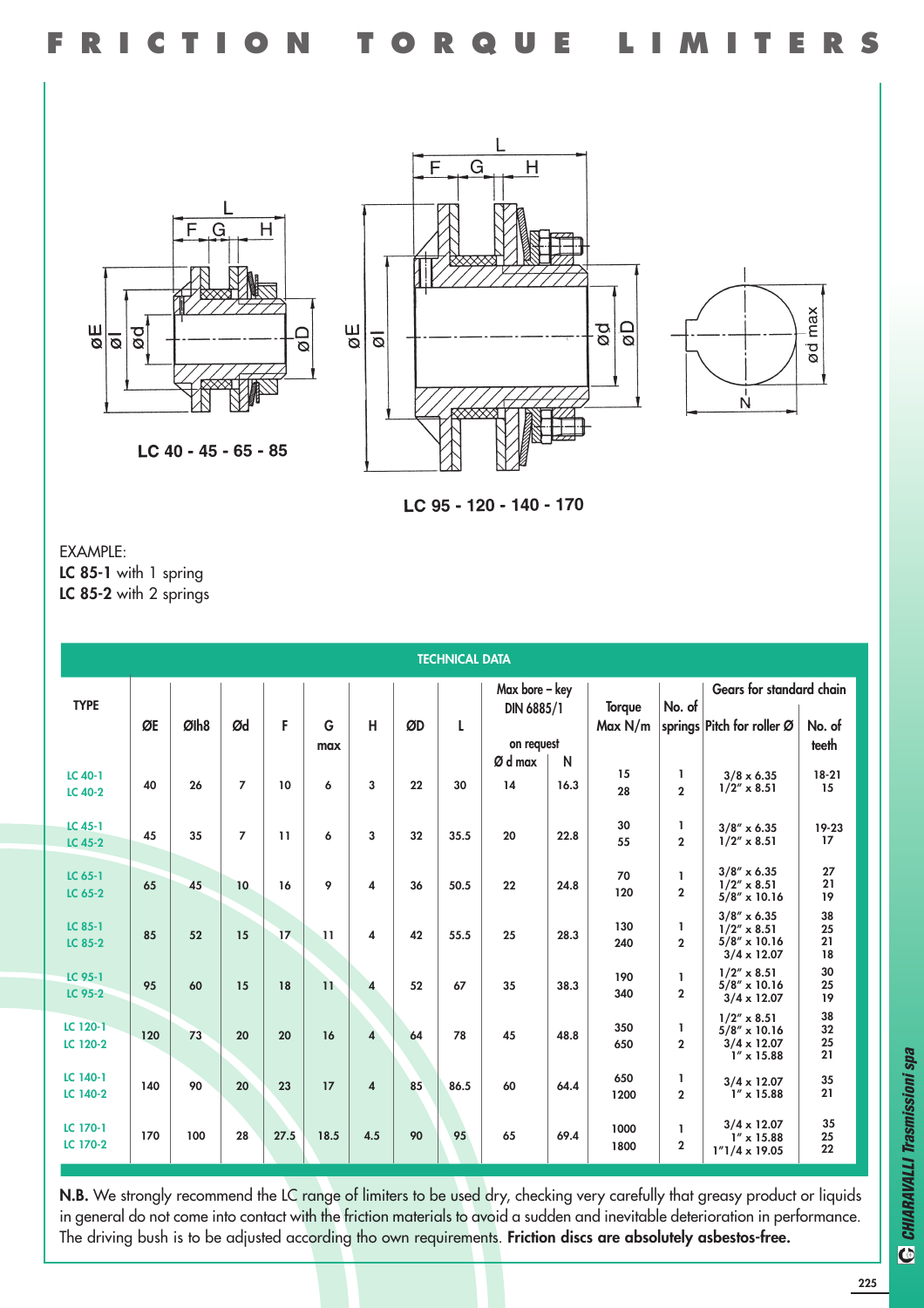# FRICTION TORQUE LIMITERS

LC 40 - 45 - 65 - 85

LC 95 - 120 - 140 - 170

EXAMPLE:
**LC 85-1** with 1 spring
**LC 85-2** with 2 springs

**TECHNICAL DATA**

| TYPE | ØE | Ølh8 | Ød | F | G max | H | ØD | L | Max bore – key DIN 6885/1 on request Ø d max | N | Torque Max N/m | No. of springs | Gears for standard chain: Pitch for roller Ø | No. of teeth |
|---|---|---|---|---|---|---|---|---|---|---|---|---|---|---|
| LC 40-1<br>LC 40-2 | 40 | 26 | 7 | 10 | 6 | 3 | 22 | 30 | 14 | 16.3 | 15<br>28 | 1<br>2 | 3/8 x 6.35<br>1/2" x 8.51 | 18-21<br>15 |
| LC 45-1<br>LC 45-2 | 45 | 35 | 7 | 11 | 6 | 3 | 32 | 35.5 | 20 | 22.8 | 30<br>55 | 1<br>2 | 3/8" x 6.35<br>1/2" x 8.51 | 19-23<br>17 |
| LC 65-1<br>LC 65-2 | 65 | 45 | 10 | 16 | 9 | 4 | 36 | 50.5 | 22 | 24.8 | 70<br>120 | 1<br>2 | 3/8" x 6.35<br>1/2" x 8.51<br>5/8" x 10.16 | 27<br>21<br>19 |
| LC 85-1<br>LC 85-2 | 85 | 52 | 15 | 17 | 11 | 4 | 42 | 55.5 | 25 | 28.3 | 130<br>240 | 1<br>2 | 3/8" x 6.35<br>1/2" x 8.51<br>5/8" x 10.16<br>3/4 x 12.07 | 38<br>25<br>21<br>18 |
| LC 95-1<br>LC 95-2 | 95 | 60 | 15 | 18 | 11 | 4 | 52 | 67 | 35 | 38.3 | 190<br>340 | 1<br>2 | 1/2" x 8.51<br>5/8" x 10.16<br>3/4 x 12.07 | 30<br>25<br>19 |
| LC 120-1<br>LC 120-2 | 120 | 73 | 20 | 20 | 16 | 4 | 64 | 78 | 45 | 48.8 | 350<br>650 | 1<br>2 | 1/2" x 8.51<br>5/8" x 10.16<br>3/4 x 12.07<br>1" x 15.88 | 38<br>32<br>25<br>21 |
| LC 140-1<br>LC 140-2 | 140 | 90 | 20 | 23 | 17 | 4 | 85 | 86.5 | 60 | 64.4 | 650<br>1200 | 1<br>2 | 3/4 x 12.07<br>1" x 15.88 | 35<br>21 |
| LC 170-1<br>LC 170-2 | 170 | 100 | 28 | 27.5 | 18.5 | 4.5 | 90 | 95 | 65 | 69.4 | 1000<br>1800 | 1<br>2 | 3/4 x 12.07<br>1" x 15.88<br>1"1/4 x 19.05 | 35<br>25<br>22 |

**N.B.** We strongly recommend the LC range of limiters to be used dry, checking very carefully that greasy product or liquids in general do not come into contact with the friction materials to avoid a sudden and inevitable deterioration in performance. The driving bush is to be adjusted according tho own requirements. **Friction discs are absolutely asbestos-free.**

CHIARAVALLI Trasmissioni spa